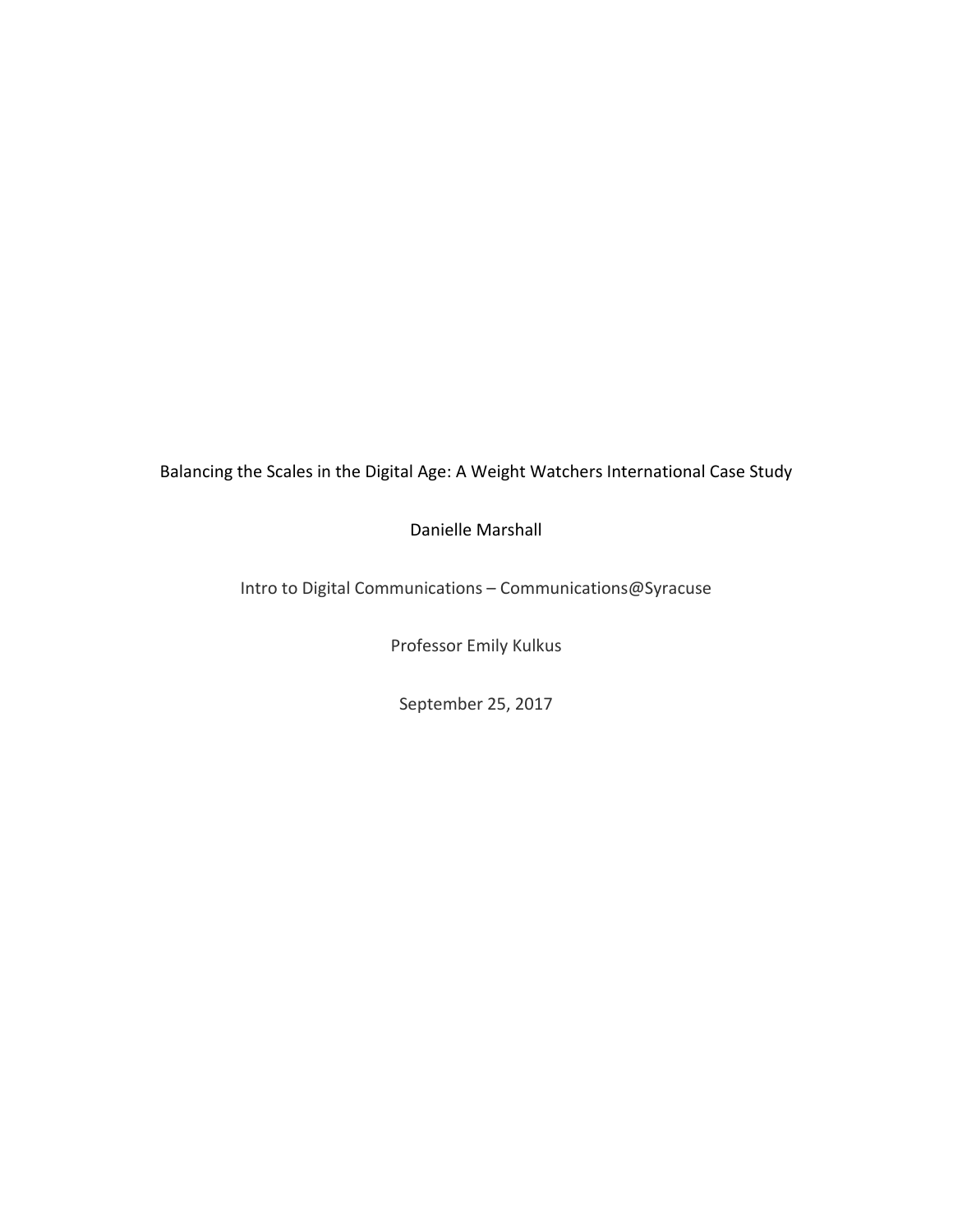Balancing the Scales in the Digital Age: A Weight Watchers International Case Study

Danielle Marshall

Intro to Digital Communications – Communications@Syracuse

Professor Emily Kulkus

September 25, 2017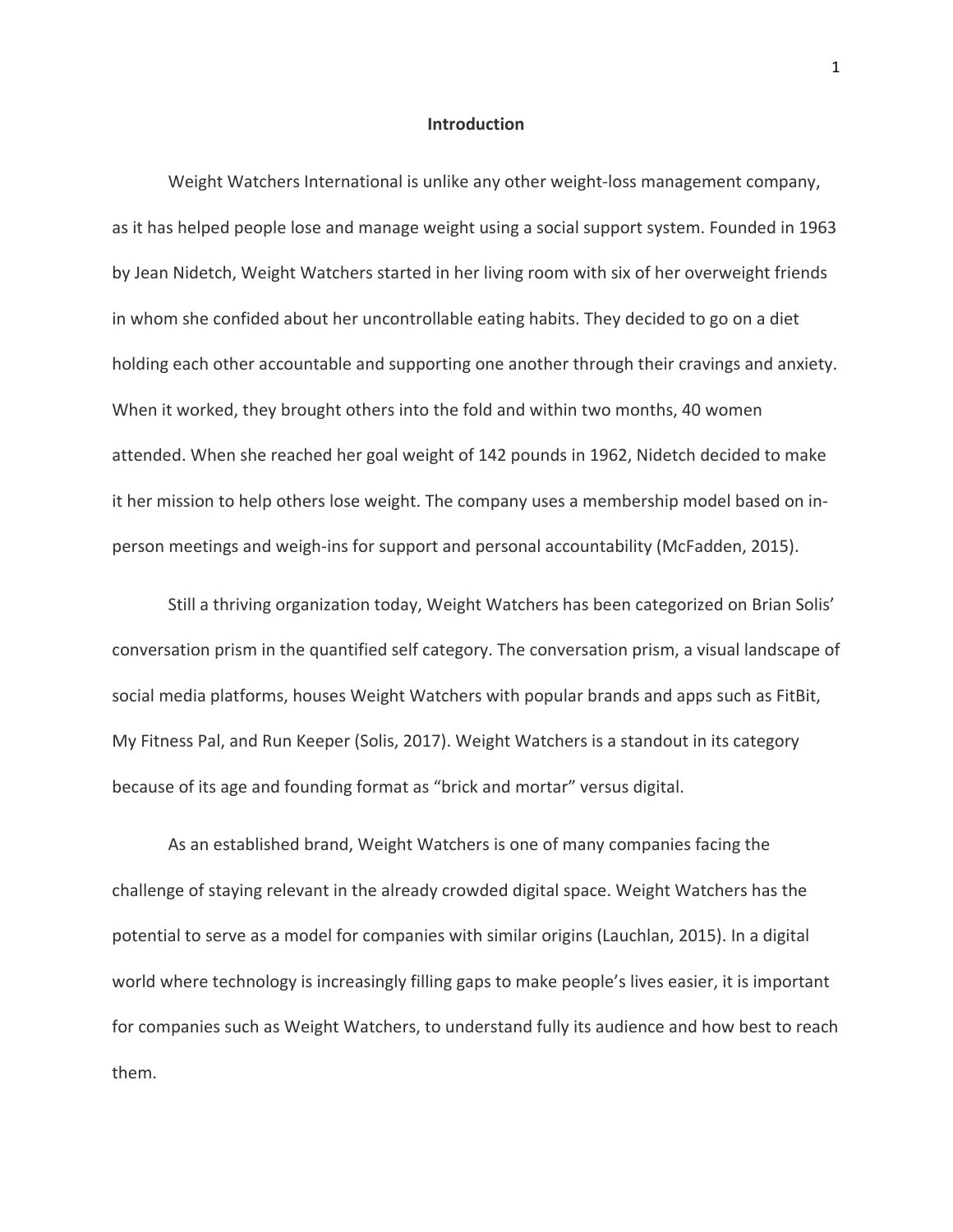## Introduction

Weight Watchers International is unlike any other weight-loss management company, as it has helped people lose and manage weight using a social support system. Founded in 1963 by Jean Nidetch, Weight Watchers started in her living room with six of her overweight friends in whom she confided about her uncontrollable eating habits. They decided to go on a diet holding each other accountable and supporting one another through their cravings and anxiety. When it worked, they brought others into the fold and within two months, 40 women attended. When she reached her goal weight of 142 pounds in 1962, Nidetch decided to make it her mission to help others lose weight. The company uses a membership model based on in-person meetings and weigh-ins for support and personal accountability (McFadden, 2015).

Still a thriving organization today, Weight Watchers has been categorized on Brian Solis' conversation prism in the quantified self category. The conversation prism, a visual landscape of social media platforms, houses Weight Watchers with popular brands and apps such as FitBit, My Fitness Pal, and Run Keeper (Solis, 2017). Weight Watchers is a standout in its category because of its age and founding format as "brick and mortar" versus digital.

As an established brand, Weight Watchers is one of many companies facing the challenge of staying relevant in the already crowded digital space. Weight Watchers has the potential to serve as a model for companies with similar origins (Lauchlan, 2015). In a digital world where technology is increasingly filling gaps to make people's lives easier, it is important for companies such as Weight Watchers, to understand fully its audience and how best to reach them.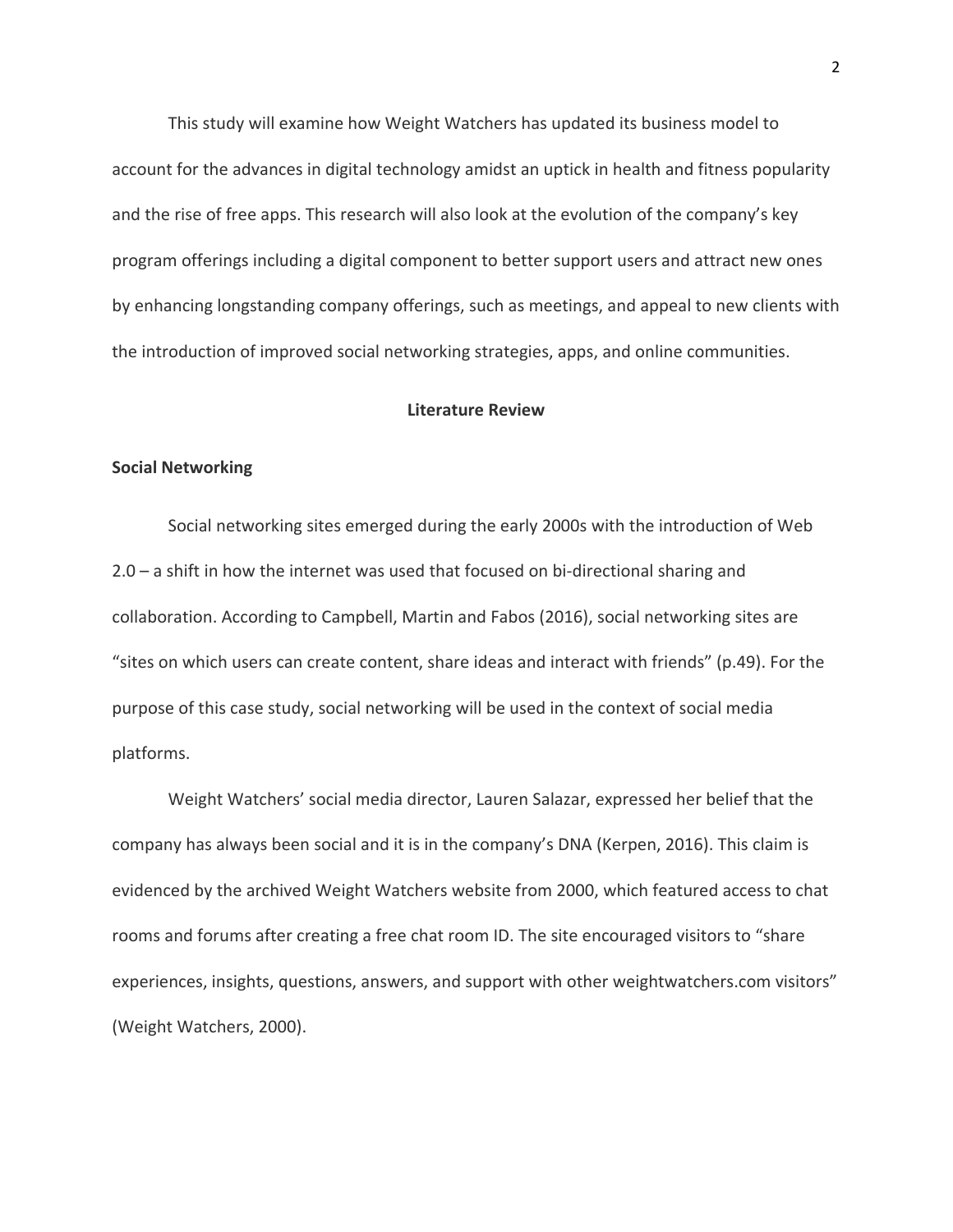This study will examine how Weight Watchers has updated its business model to account for the advances in digital technology amidst an uptick in health and fitness popularity and the rise of free apps. This research will also look at the evolution of the company's key program offerings including a digital component to better support users and attract new ones by enhancing longstanding company offerings, such as meetings, and appeal to new clients with the introduction of improved social networking strategies, apps, and online communities.

## Literature Review

### Social Networking

Social networking sites emerged during the early 2000s with the introduction of Web 2.0 – a shift in how the internet was used that focused on bi-directional sharing and collaboration. According to Campbell, Martin and Fabos (2016), social networking sites are "sites on which users can create content, share ideas and interact with friends" (p.49). For the purpose of this case study, social networking will be used in the context of social media platforms.

Weight Watchers' social media director, Lauren Salazar, expressed her belief that the company has always been social and it is in the company's DNA (Kerpen, 2016). This claim is evidenced by the archived Weight Watchers website from 2000, which featured access to chat rooms and forums after creating a free chat room ID. The site encouraged visitors to "share experiences, insights, questions, answers, and support with other weightwatchers.com visitors" (Weight Watchers, 2000).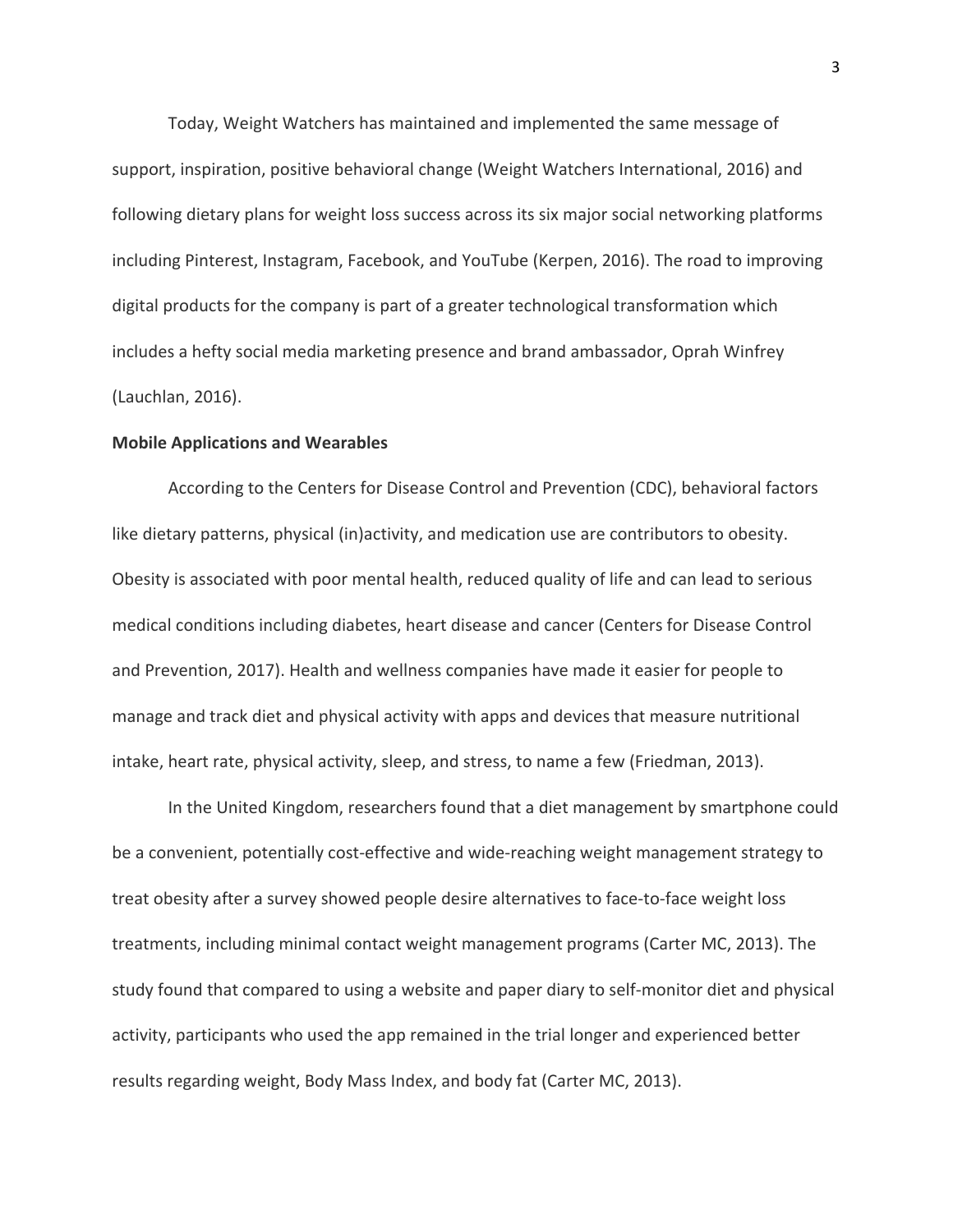Today, Weight Watchers has maintained and implemented the same message of support, inspiration, positive behavioral change (Weight Watchers International, 2016) and following dietary plans for weight loss success across its six major social networking platforms including Pinterest, Instagram, Facebook, and YouTube (Kerpen, 2016). The road to improving digital products for the company is part of a greater technological transformation which includes a hefty social media marketing presence and brand ambassador, Oprah Winfrey (Lauchlan, 2016).

**Mobile Applications and Wearables**

According to the Centers for Disease Control and Prevention (CDC), behavioral factors like dietary patterns, physical (in)activity, and medication use are contributors to obesity. Obesity is associated with poor mental health, reduced quality of life and can lead to serious medical conditions including diabetes, heart disease and cancer (Centers for Disease Control and Prevention, 2017). Health and wellness companies have made it easier for people to manage and track diet and physical activity with apps and devices that measure nutritional intake, heart rate, physical activity, sleep, and stress, to name a few (Friedman, 2013).

In the United Kingdom, researchers found that a diet management by smartphone could be a convenient, potentially cost-effective and wide-reaching weight management strategy to treat obesity after a survey showed people desire alternatives to face-to-face weight loss treatments, including minimal contact weight management programs (Carter MC, 2013). The study found that compared to using a website and paper diary to self-monitor diet and physical activity, participants who used the app remained in the trial longer and experienced better results regarding weight, Body Mass Index, and body fat (Carter MC, 2013).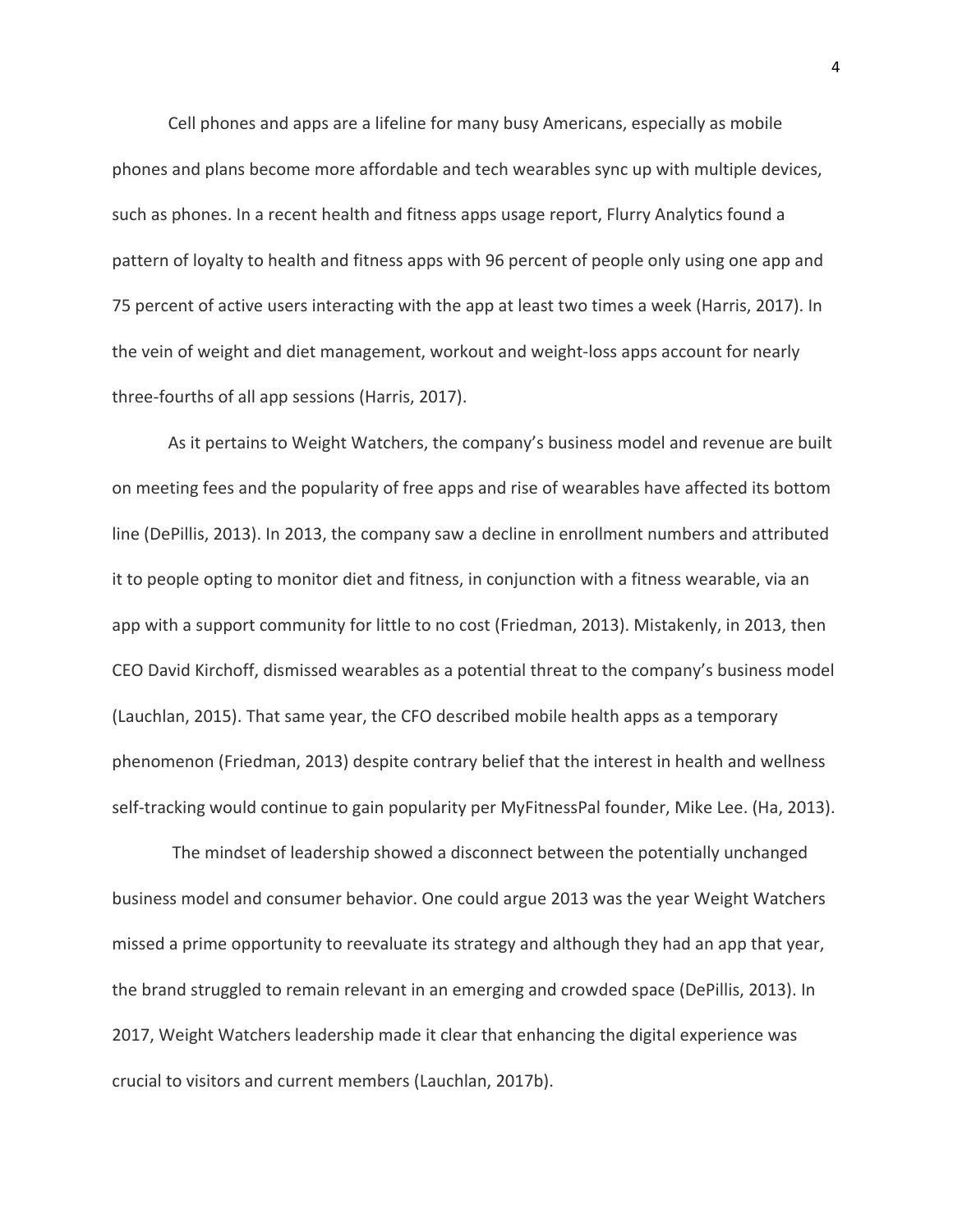Cell phones and apps are a lifeline for many busy Americans, especially as mobile phones and plans become more affordable and tech wearables sync up with multiple devices, such as phones. In a recent health and fitness apps usage report, Flurry Analytics found a pattern of loyalty to health and fitness apps with 96 percent of people only using one app and 75 percent of active users interacting with the app at least two times a week (Harris, 2017). In the vein of weight and diet management, workout and weight-loss apps account for nearly three-fourths of all app sessions (Harris, 2017).

As it pertains to Weight Watchers, the company's business model and revenue are built on meeting fees and the popularity of free apps and rise of wearables have affected its bottom line (DePillis, 2013). In 2013, the company saw a decline in enrollment numbers and attributed it to people opting to monitor diet and fitness, in conjunction with a fitness wearable, via an app with a support community for little to no cost (Friedman, 2013). Mistakenly, in 2013, then CEO David Kirchoff, dismissed wearables as a potential threat to the company's business model (Lauchlan, 2015). That same year, the CFO described mobile health apps as a temporary phenomenon (Friedman, 2013) despite contrary belief that the interest in health and wellness self-tracking would continue to gain popularity per MyFitnessPal founder, Mike Lee. (Ha, 2013).

The mindset of leadership showed a disconnect between the potentially unchanged business model and consumer behavior. One could argue 2013 was the year Weight Watchers missed a prime opportunity to reevaluate its strategy and although they had an app that year, the brand struggled to remain relevant in an emerging and crowded space (DePillis, 2013). In 2017, Weight Watchers leadership made it clear that enhancing the digital experience was crucial to visitors and current members (Lauchlan, 2017b).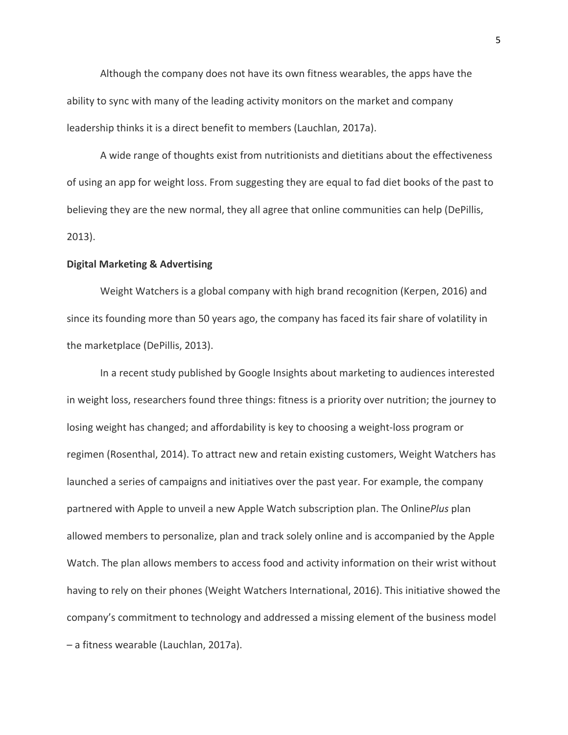Although the company does not have its own fitness wearables, the apps have the ability to sync with many of the leading activity monitors on the market and company leadership thinks it is a direct benefit to members (Lauchlan, 2017a).

A wide range of thoughts exist from nutritionists and dietitians about the effectiveness of using an app for weight loss. From suggesting they are equal to fad diet books of the past to believing they are the new normal, they all agree that online communities can help (DePillis, 2013).

**Digital Marketing & Advertising**

Weight Watchers is a global company with high brand recognition (Kerpen, 2016) and since its founding more than 50 years ago, the company has faced its fair share of volatility in the marketplace (DePillis, 2013).

In a recent study published by Google Insights about marketing to audiences interested in weight loss, researchers found three things: fitness is a priority over nutrition; the journey to losing weight has changed; and affordability is key to choosing a weight-loss program or regimen (Rosenthal, 2014). To attract new and retain existing customers, Weight Watchers has launched a series of campaigns and initiatives over the past year. For example, the company partnered with Apple to unveil a new Apple Watch subscription plan. The Online*Plus* plan allowed members to personalize, plan and track solely online and is accompanied by the Apple Watch. The plan allows members to access food and activity information on their wrist without having to rely on their phones (Weight Watchers International, 2016). This initiative showed the company's commitment to technology and addressed a missing element of the business model – a fitness wearable (Lauchlan, 2017a).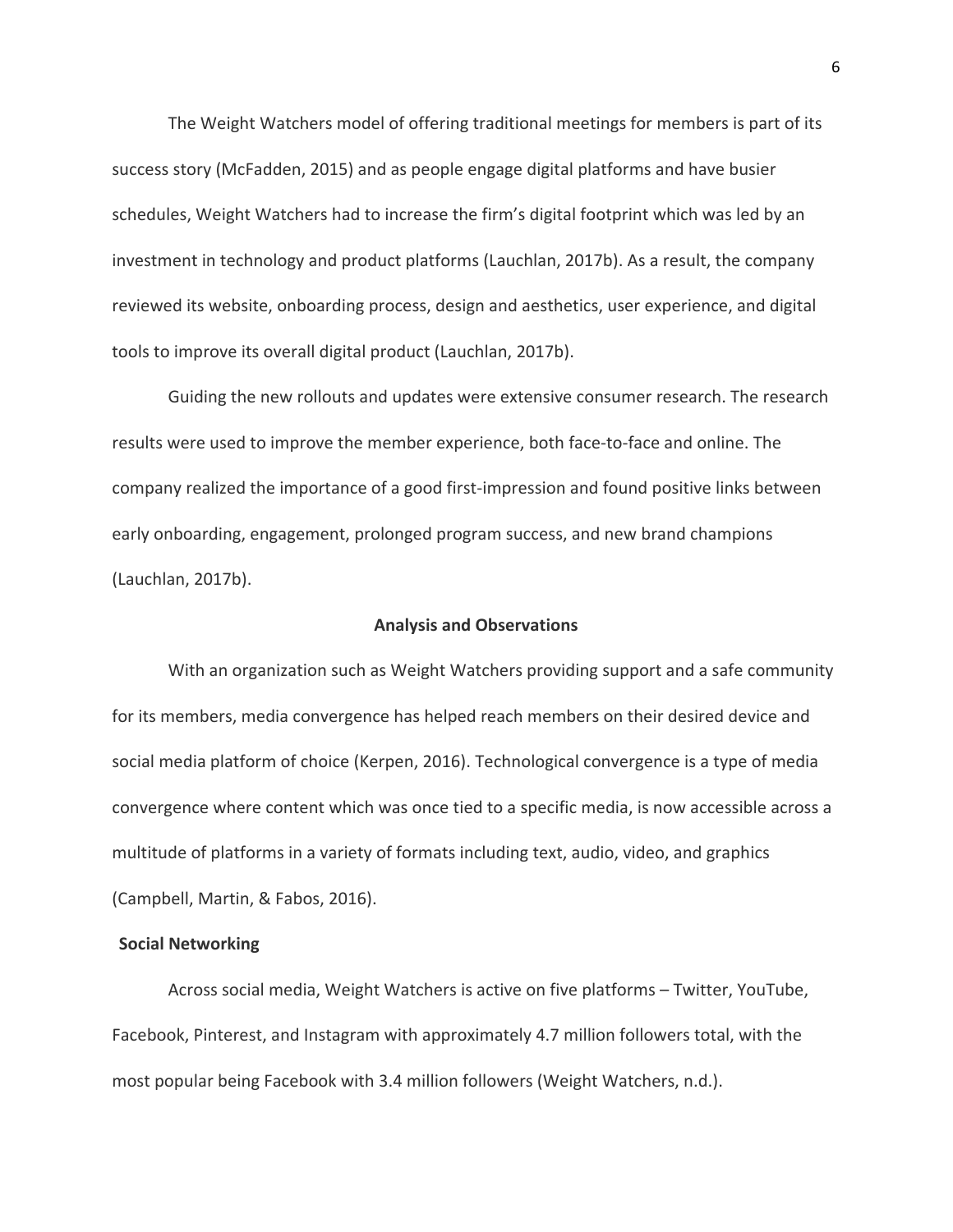The Weight Watchers model of offering traditional meetings for members is part of its success story (McFadden, 2015) and as people engage digital platforms and have busier schedules, Weight Watchers had to increase the firm's digital footprint which was led by an investment in technology and product platforms (Lauchlan, 2017b). As a result, the company reviewed its website, onboarding process, design and aesthetics, user experience, and digital tools to improve its overall digital product (Lauchlan, 2017b).

Guiding the new rollouts and updates were extensive consumer research. The research results were used to improve the member experience, both face-to-face and online. The company realized the importance of a good first-impression and found positive links between early onboarding, engagement, prolonged program success, and new brand champions (Lauchlan, 2017b).

## Analysis and Observations

With an organization such as Weight Watchers providing support and a safe community for its members, media convergence has helped reach members on their desired device and social media platform of choice (Kerpen, 2016). Technological convergence is a type of media convergence where content which was once tied to a specific media, is now accessible across a multitude of platforms in a variety of formats including text, audio, video, and graphics (Campbell, Martin, & Fabos, 2016).

### Social Networking

Across social media, Weight Watchers is active on five platforms – Twitter, YouTube, Facebook, Pinterest, and Instagram with approximately 4.7 million followers total, with the most popular being Facebook with 3.4 million followers (Weight Watchers, n.d.).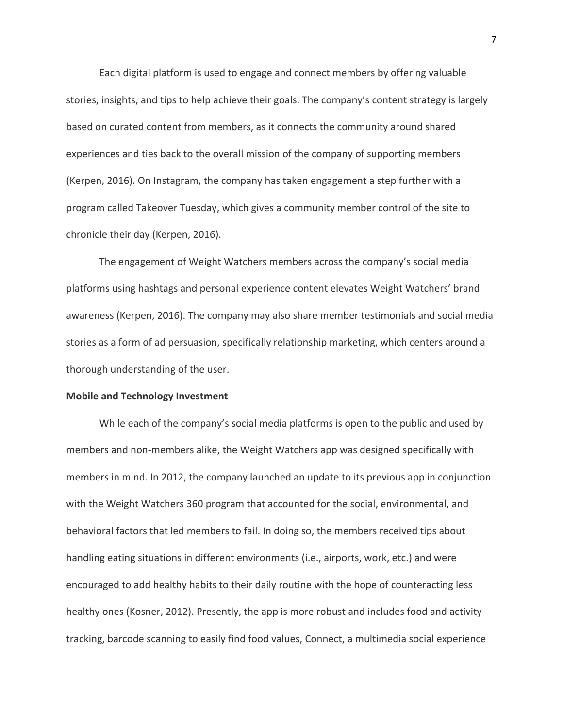Each digital platform is used to engage and connect members by offering valuable stories, insights, and tips to help achieve their goals. The company's content strategy is largely based on curated content from members, as it connects the community around shared experiences and ties back to the overall mission of the company of supporting members (Kerpen, 2016). On Instagram, the company has taken engagement a step further with a program called Takeover Tuesday, which gives a community member control of the site to chronicle their day (Kerpen, 2016).

The engagement of Weight Watchers members across the company's social media platforms using hashtags and personal experience content elevates Weight Watchers' brand awareness (Kerpen, 2016). The company may also share member testimonials and social media stories as a form of ad persuasion, specifically relationship marketing, which centers around a thorough understanding of the user.

**Mobile and Technology Investment**

While each of the company's social media platforms is open to the public and used by members and non-members alike, the Weight Watchers app was designed specifically with members in mind. In 2012, the company launched an update to its previous app in conjunction with the Weight Watchers 360 program that accounted for the social, environmental, and behavioral factors that led members to fail. In doing so, the members received tips about handling eating situations in different environments (i.e., airports, work, etc.) and were encouraged to add healthy habits to their daily routine with the hope of counteracting less healthy ones (Kosner, 2012). Presently, the app is more robust and includes food and activity tracking, barcode scanning to easily find food values, Connect, a multimedia social experience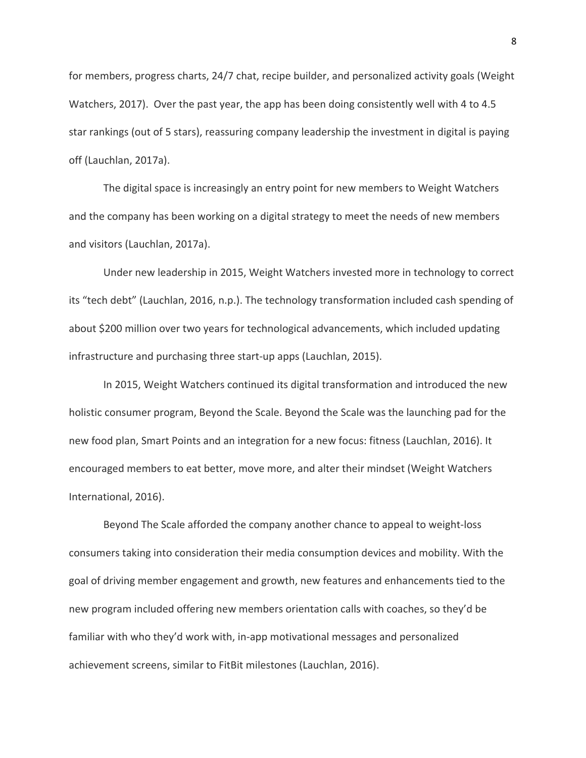for members, progress charts, 24/7 chat, recipe builder, and personalized activity goals (Weight Watchers, 2017). Over the past year, the app has been doing consistently well with 4 to 4.5 star rankings (out of 5 stars), reassuring company leadership the investment in digital is paying off (Lauchlan, 2017a).

The digital space is increasingly an entry point for new members to Weight Watchers and the company has been working on a digital strategy to meet the needs of new members and visitors (Lauchlan, 2017a).

Under new leadership in 2015, Weight Watchers invested more in technology to correct its "tech debt" (Lauchlan, 2016, n.p.). The technology transformation included cash spending of about $200 million over two years for technological advancements, which included updating infrastructure and purchasing three start-up apps (Lauchlan, 2015).

In 2015, Weight Watchers continued its digital transformation and introduced the new holistic consumer program, Beyond the Scale. Beyond the Scale was the launching pad for the new food plan, Smart Points and an integration for a new focus: fitness (Lauchlan, 2016). It encouraged members to eat better, move more, and alter their mindset (Weight Watchers International, 2016).

Beyond The Scale afforded the company another chance to appeal to weight-loss consumers taking into consideration their media consumption devices and mobility. With the goal of driving member engagement and growth, new features and enhancements tied to the new program included offering new members orientation calls with coaches, so they'd be familiar with who they'd work with, in-app motivational messages and personalized achievement screens, similar to FitBit milestones (Lauchlan, 2016).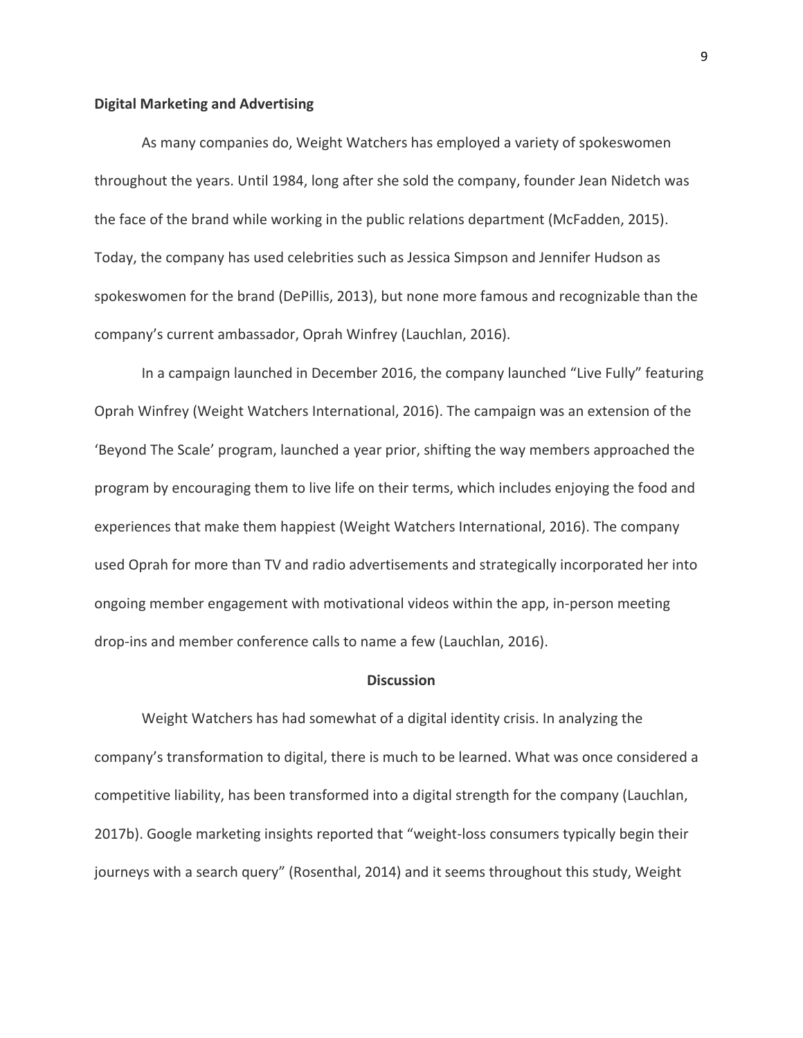**Digital Marketing and Advertising**

As many companies do, Weight Watchers has employed a variety of spokeswomen throughout the years. Until 1984, long after she sold the company, founder Jean Nidetch was the face of the brand while working in the public relations department (McFadden, 2015). Today, the company has used celebrities such as Jessica Simpson and Jennifer Hudson as spokeswomen for the brand (DePillis, 2013), but none more famous and recognizable than the company's current ambassador, Oprah Winfrey (Lauchlan, 2016).

In a campaign launched in December 2016, the company launched "Live Fully" featuring Oprah Winfrey (Weight Watchers International, 2016). The campaign was an extension of the 'Beyond The Scale' program, launched a year prior, shifting the way members approached the program by encouraging them to live life on their terms, which includes enjoying the food and experiences that make them happiest (Weight Watchers International, 2016). The company used Oprah for more than TV and radio advertisements and strategically incorporated her into ongoing member engagement with motivational videos within the app, in-person meeting drop-ins and member conference calls to name a few (Lauchlan, 2016).

## Discussion

Weight Watchers has had somewhat of a digital identity crisis. In analyzing the company's transformation to digital, there is much to be learned. What was once considered a competitive liability, has been transformed into a digital strength for the company (Lauchlan, 2017b). Google marketing insights reported that "weight-loss consumers typically begin their journeys with a search query" (Rosenthal, 2014) and it seems throughout this study, Weight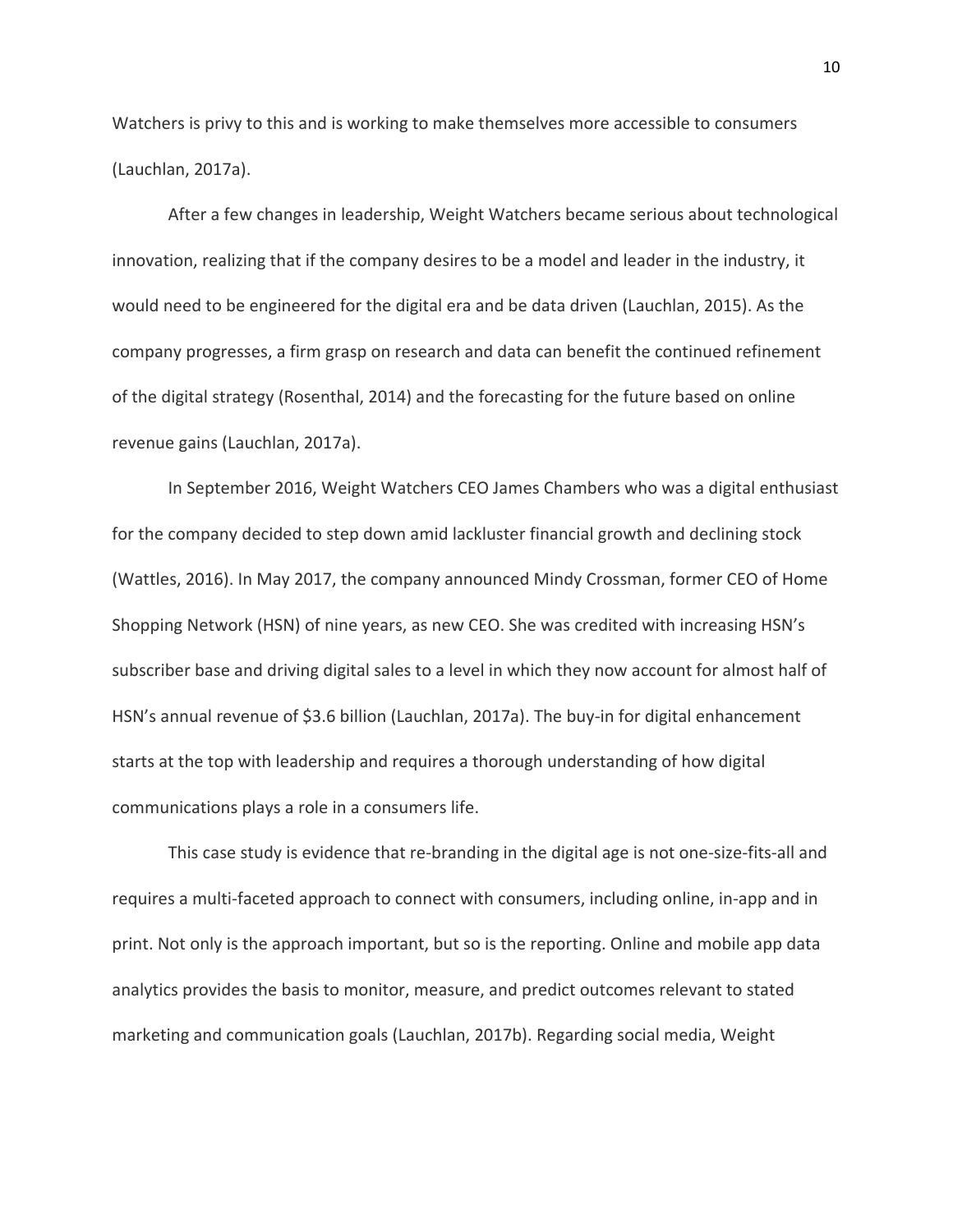Watchers is privy to this and is working to make themselves more accessible to consumers (Lauchlan, 2017a).

After a few changes in leadership, Weight Watchers became serious about technological innovation, realizing that if the company desires to be a model and leader in the industry, it would need to be engineered for the digital era and be data driven (Lauchlan, 2015). As the company progresses, a firm grasp on research and data can benefit the continued refinement of the digital strategy (Rosenthal, 2014) and the forecasting for the future based on online revenue gains (Lauchlan, 2017a).

In September 2016, Weight Watchers CEO James Chambers who was a digital enthusiast for the company decided to step down amid lackluster financial growth and declining stock (Wattles, 2016). In May 2017, the company announced Mindy Crossman, former CEO of Home Shopping Network (HSN) of nine years, as new CEO. She was credited with increasing HSN's subscriber base and driving digital sales to a level in which they now account for almost half of HSN's annual revenue of $3.6 billion (Lauchlan, 2017a). The buy-in for digital enhancement starts at the top with leadership and requires a thorough understanding of how digital communications plays a role in a consumers life.

This case study is evidence that re-branding in the digital age is not one-size-fits-all and requires a multi-faceted approach to connect with consumers, including online, in-app and in print. Not only is the approach important, but so is the reporting. Online and mobile app data analytics provides the basis to monitor, measure, and predict outcomes relevant to stated marketing and communication goals (Lauchlan, 2017b). Regarding social media, Weight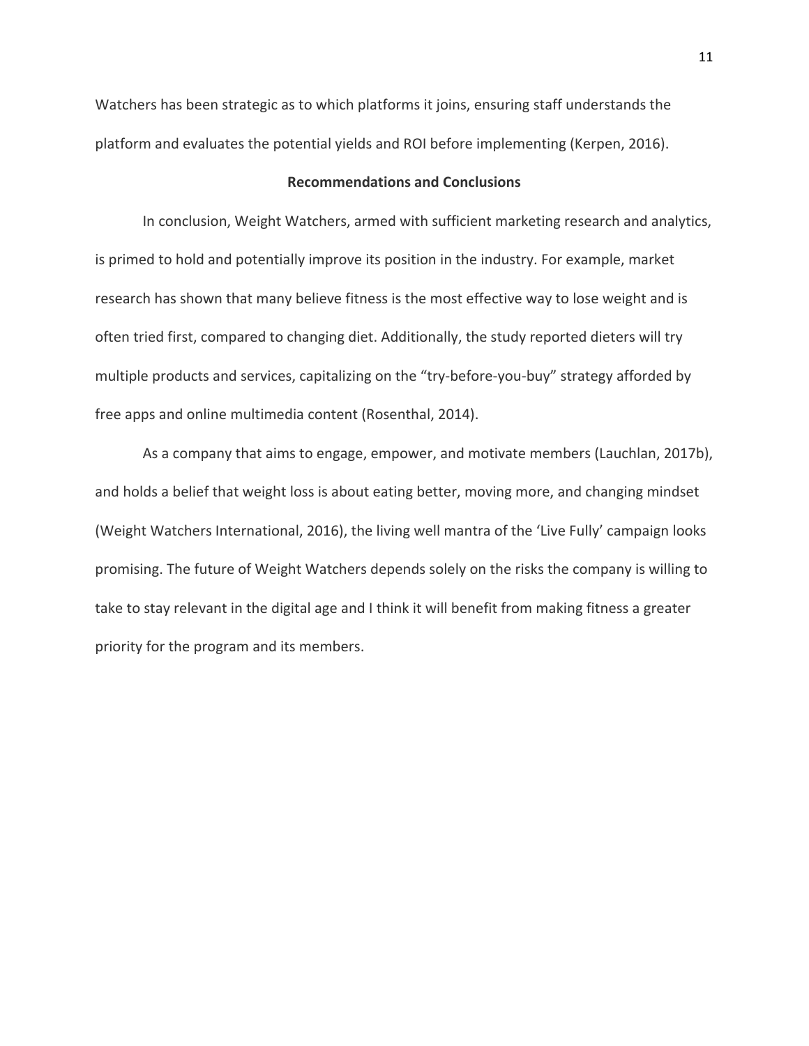Watchers has been strategic as to which platforms it joins, ensuring staff understands the platform and evaluates the potential yields and ROI before implementing (Kerpen, 2016).

## Recommendations and Conclusions

In conclusion, Weight Watchers, armed with sufficient marketing research and analytics, is primed to hold and potentially improve its position in the industry. For example, market research has shown that many believe fitness is the most effective way to lose weight and is often tried first, compared to changing diet. Additionally, the study reported dieters will try multiple products and services, capitalizing on the "try-before-you-buy" strategy afforded by free apps and online multimedia content (Rosenthal, 2014).

As a company that aims to engage, empower, and motivate members (Lauchlan, 2017b), and holds a belief that weight loss is about eating better, moving more, and changing mindset (Weight Watchers International, 2016), the living well mantra of the 'Live Fully' campaign looks promising. The future of Weight Watchers depends solely on the risks the company is willing to take to stay relevant in the digital age and I think it will benefit from making fitness a greater priority for the program and its members.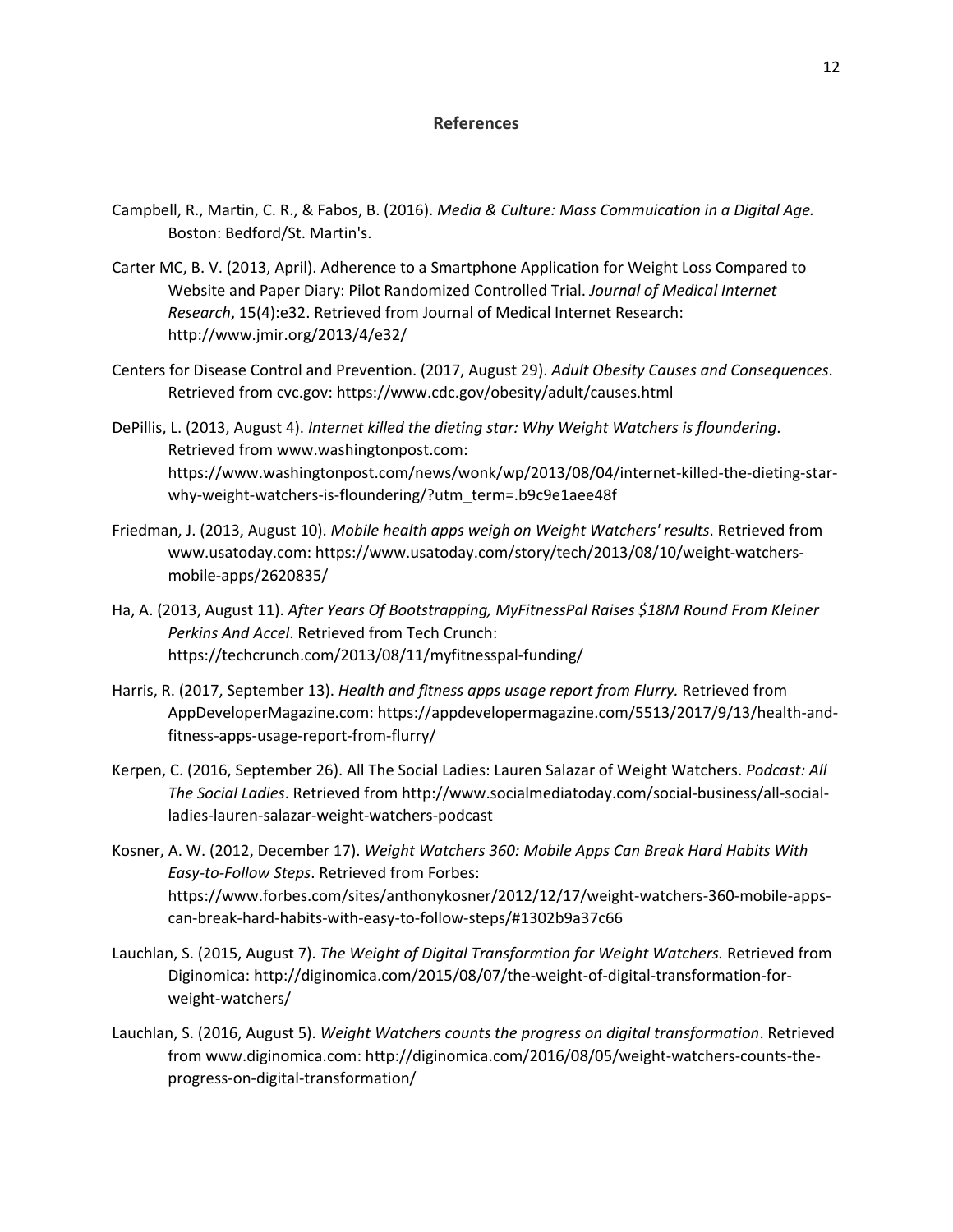## References

Campbell, R., Martin, C. R., & Fabos, B. (2016). *Media & Culture: Mass Commuication in a Digital Age.* Boston: Bedford/St. Martin's.

Carter MC, B. V. (2013, April). Adherence to a Smartphone Application for Weight Loss Compared to Website and Paper Diary: Pilot Randomized Controlled Trial. *Journal of Medical Internet Research*, 15(4):e32. Retrieved from Journal of Medical Internet Research: http://www.jmir.org/2013/4/e32/

Centers for Disease Control and Prevention. (2017, August 29). *Adult Obesity Causes and Consequences*. Retrieved from cvc.gov: https://www.cdc.gov/obesity/adult/causes.html

DePillis, L. (2013, August 4). *Internet killed the dieting star: Why Weight Watchers is floundering*. Retrieved from www.washingtonpost.com: https://www.washingtonpost.com/news/wonk/wp/2013/08/04/internet-killed-the-dieting-star-why-weight-watchers-is-floundering/?utm_term=.b9c9e1aee48f

Friedman, J. (2013, August 10). *Mobile health apps weigh on Weight Watchers' results*. Retrieved from www.usatoday.com: https://www.usatoday.com/story/tech/2013/08/10/weight-watchers-mobile-apps/2620835/

Ha, A. (2013, August 11). *After Years Of Bootstrapping, MyFitnessPal Raises $18M Round From Kleiner Perkins And Accel*. Retrieved from Tech Crunch: https://techcrunch.com/2013/08/11/myfitnesspal-funding/

Harris, R. (2017, September 13). *Health and fitness apps usage report from Flurry.* Retrieved from AppDeveloperMagazine.com: https://appdevelopermagazine.com/5513/2017/9/13/health-and-fitness-apps-usage-report-from-flurry/

Kerpen, C. (2016, September 26). All The Social Ladies: Lauren Salazar of Weight Watchers. *Podcast: All The Social Ladies*. Retrieved from http://www.socialmediatoday.com/social-business/all-social-ladies-lauren-salazar-weight-watchers-podcast

Kosner, A. W. (2012, December 17). *Weight Watchers 360: Mobile Apps Can Break Hard Habits With Easy-to-Follow Steps*. Retrieved from Forbes: https://www.forbes.com/sites/anthonykosner/2012/12/17/weight-watchers-360-mobile-apps-can-break-hard-habits-with-easy-to-follow-steps/#1302b9a37c66

Lauchlan, S. (2015, August 7). *The Weight of Digital Transformtion for Weight Watchers.* Retrieved from Diginomica: http://diginomica.com/2015/08/07/the-weight-of-digital-transformation-for-weight-watchers/

Lauchlan, S. (2016, August 5). *Weight Watchers counts the progress on digital transformation*. Retrieved from www.diginomica.com: http://diginomica.com/2016/08/05/weight-watchers-counts-the-progress-on-digital-transformation/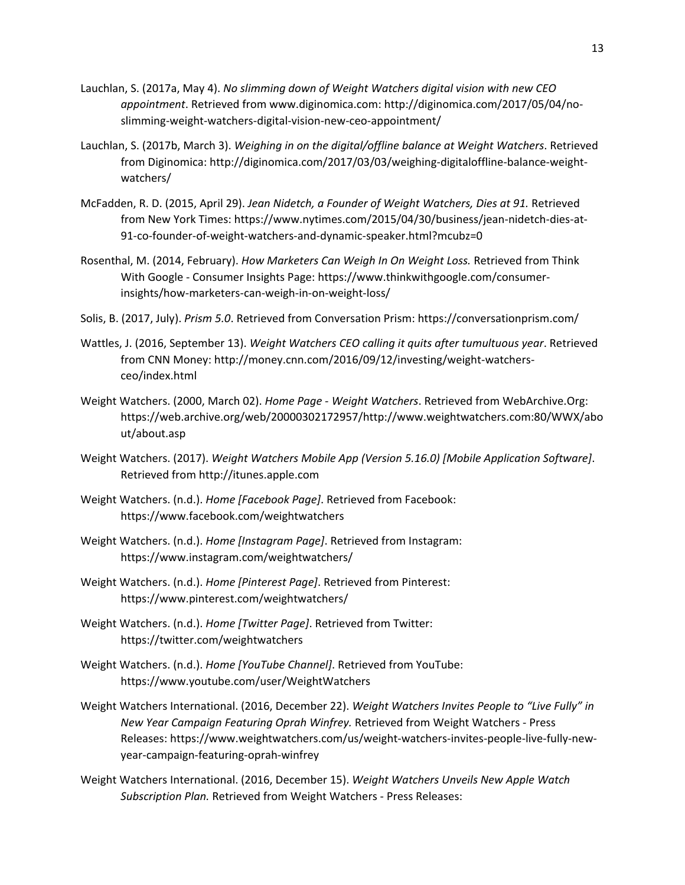Lauchlan, S. (2017a, May 4). *No slimming down of Weight Watchers digital vision with new CEO appointment*. Retrieved from www.diginomica.com: http://diginomica.com/2017/05/04/no-slimming-weight-watchers-digital-vision-new-ceo-appointment/

Lauchlan, S. (2017b, March 3). *Weighing in on the digital/offline balance at Weight Watchers*. Retrieved from Diginomica: http://diginomica.com/2017/03/03/weighing-digitaloffline-balance-weight-watchers/

McFadden, R. D. (2015, April 29). *Jean Nidetch, a Founder of Weight Watchers, Dies at 91.* Retrieved from New York Times: https://www.nytimes.com/2015/04/30/business/jean-nidetch-dies-at-91-co-founder-of-weight-watchers-and-dynamic-speaker.html?mcubz=0

Rosenthal, M. (2014, February). *How Marketers Can Weigh In On Weight Loss.* Retrieved from Think With Google - Consumer Insights Page: https://www.thinkwithgoogle.com/consumer-insights/how-marketers-can-weigh-in-on-weight-loss/

Solis, B. (2017, July). *Prism 5.0*. Retrieved from Conversation Prism: https://conversationprism.com/

Wattles, J. (2016, September 13). *Weight Watchers CEO calling it quits after tumultuous year*. Retrieved from CNN Money: http://money.cnn.com/2016/09/12/investing/weight-watchers-ceo/index.html

Weight Watchers. (2000, March 02). *Home Page - Weight Watchers*. Retrieved from WebArchive.Org: https://web.archive.org/web/20000302172957/http://www.weightwatchers.com:80/WWX/about/about.asp

Weight Watchers. (2017). *Weight Watchers Mobile App (Version 5.16.0) [Mobile Application Software]*. Retrieved from http://itunes.apple.com

Weight Watchers. (n.d.). *Home [Facebook Page]*. Retrieved from Facebook: https://www.facebook.com/weightwatchers

Weight Watchers. (n.d.). *Home [Instagram Page]*. Retrieved from Instagram: https://www.instagram.com/weightwatchers/

Weight Watchers. (n.d.). *Home [Pinterest Page]*. Retrieved from Pinterest: https://www.pinterest.com/weightwatchers/

Weight Watchers. (n.d.). *Home [Twitter Page]*. Retrieved from Twitter: https://twitter.com/weightwatchers

Weight Watchers. (n.d.). *Home [YouTube Channel]*. Retrieved from YouTube: https://www.youtube.com/user/WeightWatchers

Weight Watchers International. (2016, December 22). *Weight Watchers Invites People to "Live Fully" in New Year Campaign Featuring Oprah Winfrey.* Retrieved from Weight Watchers - Press Releases: https://www.weightwatchers.com/us/weight-watchers-invites-people-live-fully-new-year-campaign-featuring-oprah-winfrey

Weight Watchers International. (2016, December 15). *Weight Watchers Unveils New Apple Watch Subscription Plan.* Retrieved from Weight Watchers - Press Releases: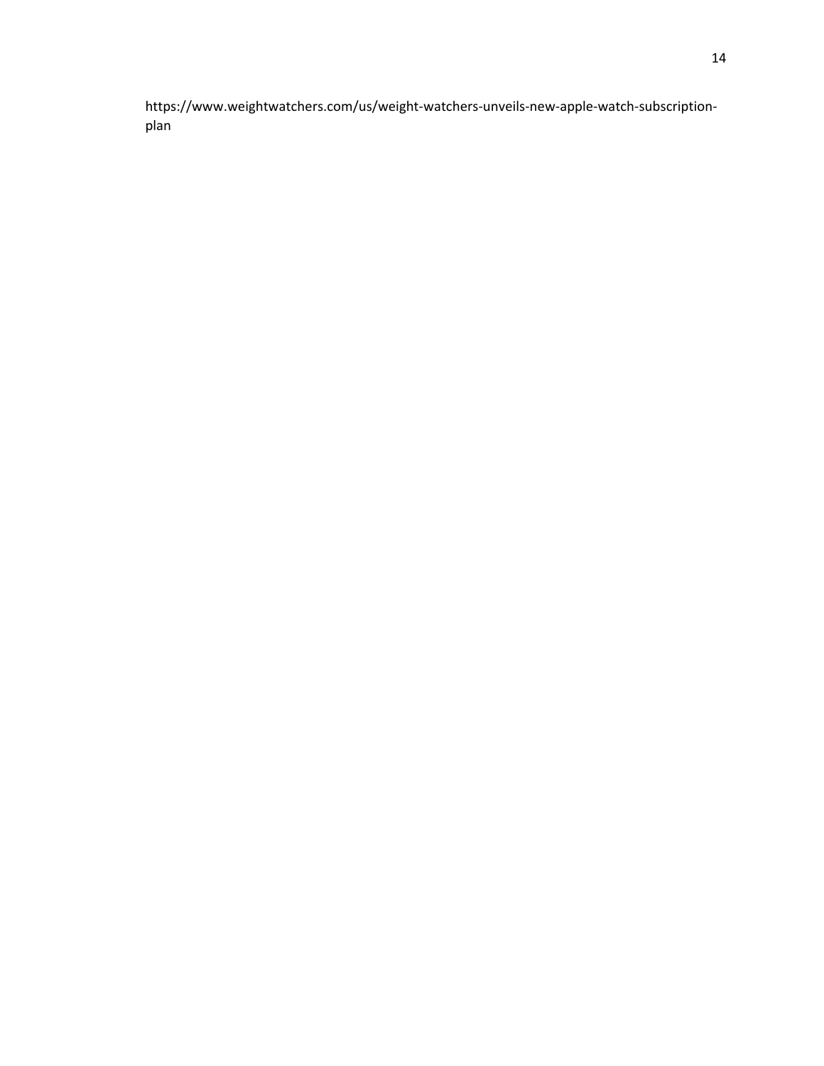https://www.weightwatchers.com/us/weight-watchers-unveils-new-apple-watch-subscription-plan